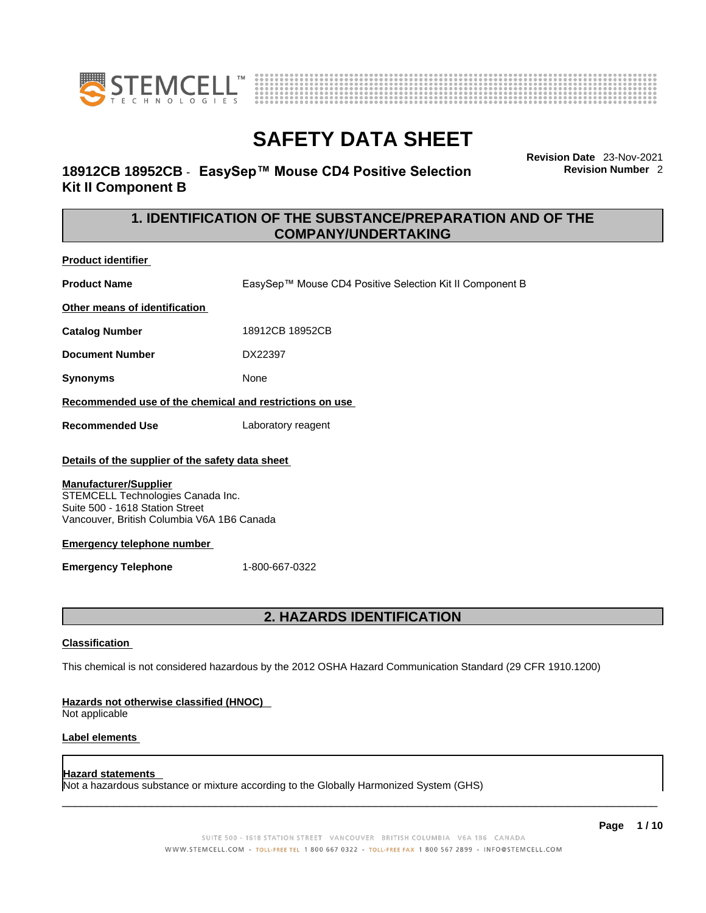# SAFETY DATA SHEET

**18912CB 18952CB - EasySep™ Mouse CD4 Positive Selection Kit II Component B**

**Revision Date** 23-Nov-2021
**Revision Number** 2

## 1. IDENTIFICATION OF THE SUBSTANCE/PREPARATION AND OF THE COMPANY/UNDERTAKING

**Product identifier**

**Product Name** EasySep™ Mouse CD4 Positive Selection Kit II Component B

**Other means of identification**

**Catalog Number** 18912CB 18952CB

**Document Number** DX22397

**Synonyms** None

**Recommended use of the chemical and restrictions on use**

**Recommended Use** Laboratory reagent

**Details of the supplier of the safety data sheet**

**Manufacturer/Supplier**
STEMCELL Technologies Canada Inc.
Suite 500 - 1618 Station Street
Vancouver, British Columbia V6A 1B6 Canada

**Emergency telephone number**

**Emergency Telephone** 1-800-667-0322

## 2. HAZARDS IDENTIFICATION

**Classification**

This chemical is not considered hazardous by the 2012 OSHA Hazard Communication Standard (29 CFR 1910.1200)

**Hazards not otherwise classified (HNOC)**
Not applicable

**Label elements**

**Hazard statements**
Not a hazardous substance or mixture according to the Globally Harmonized System (GHS)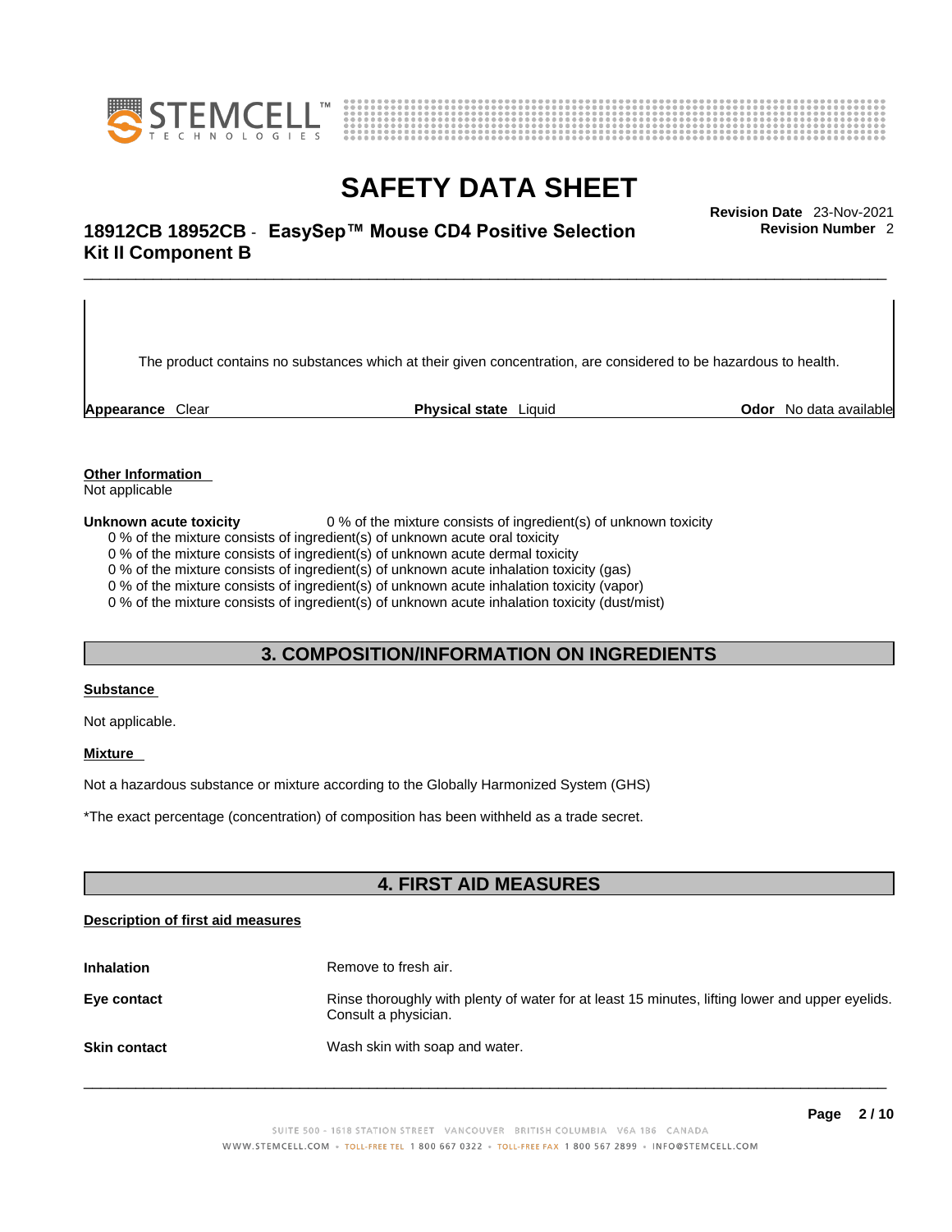The product contains no substances which at their given concentration, are considered to be hazardous to health.

**Appearance** Clear **Physical state** Liquid **Odor** No data available

**Other Information**

Not applicable

**Unknown acute toxicity** 0 % of the mixture consists of ingredient(s) of unknown toxicity

0 % of the mixture consists of ingredient(s) of unknown acute oral toxicity
0 % of the mixture consists of ingredient(s) of unknown acute dermal toxicity
0 % of the mixture consists of ingredient(s) of unknown acute inhalation toxicity (gas)
0 % of the mixture consists of ingredient(s) of unknown acute inhalation toxicity (vapor)
0 % of the mixture consists of ingredient(s) of unknown acute inhalation toxicity (dust/mist)

## 3. COMPOSITION/INFORMATION ON INGREDIENTS

**Substance**

Not applicable.

**Mixture**

Not a hazardous substance or mixture according to the Globally Harmonized System (GHS)

*The exact percentage (concentration) of composition has been withheld as a trade secret.

## 4. FIRST AID MEASURES

**Description of first aid measures**

**Inhalation** Remove to fresh air.

**Eye contact** Rinse thoroughly with plenty of water for at least 15 minutes, lifting lower and upper eyelids. Consult a physician.

**Skin contact** Wash skin with soap and water.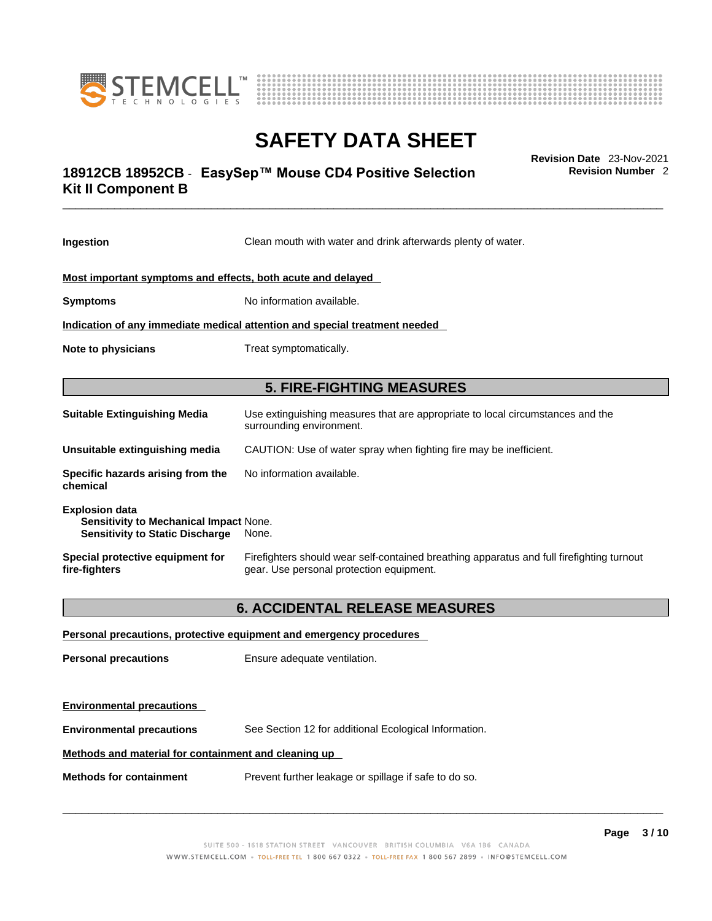**Ingestion** Clean mouth with water and drink afterwards plenty of water.

**Most important symptoms and effects, both acute and delayed**

**Symptoms** No information available.

**Indication of any immediate medical attention and special treatment needed**

**Note to physicians** Treat symptomatically.

## 5. FIRE-FIGHTING MEASURES

**Suitable Extinguishing Media** Use extinguishing measures that are appropriate to local circumstances and the surrounding environment.

**Unsuitable extinguishing media** CAUTION: Use of water spray when fighting fire may be inefficient.

**Specific hazards arising from the chemical** No information available.

**Explosion data**
**Sensitivity to Mechanical Impact** None.
**Sensitivity to Static Discharge** None.

**Special protective equipment for fire-fighters** Firefighters should wear self-contained breathing apparatus and full firefighting turnout gear. Use personal protection equipment.

## 6. ACCIDENTAL RELEASE MEASURES

**Personal precautions, protective equipment and emergency procedures**

**Personal precautions** Ensure adequate ventilation.

**Environmental precautions**

**Environmental precautions** See Section 12 for additional Ecological Information.

**Methods and material for containment and cleaning up**

**Methods for containment** Prevent further leakage or spillage if safe to do so.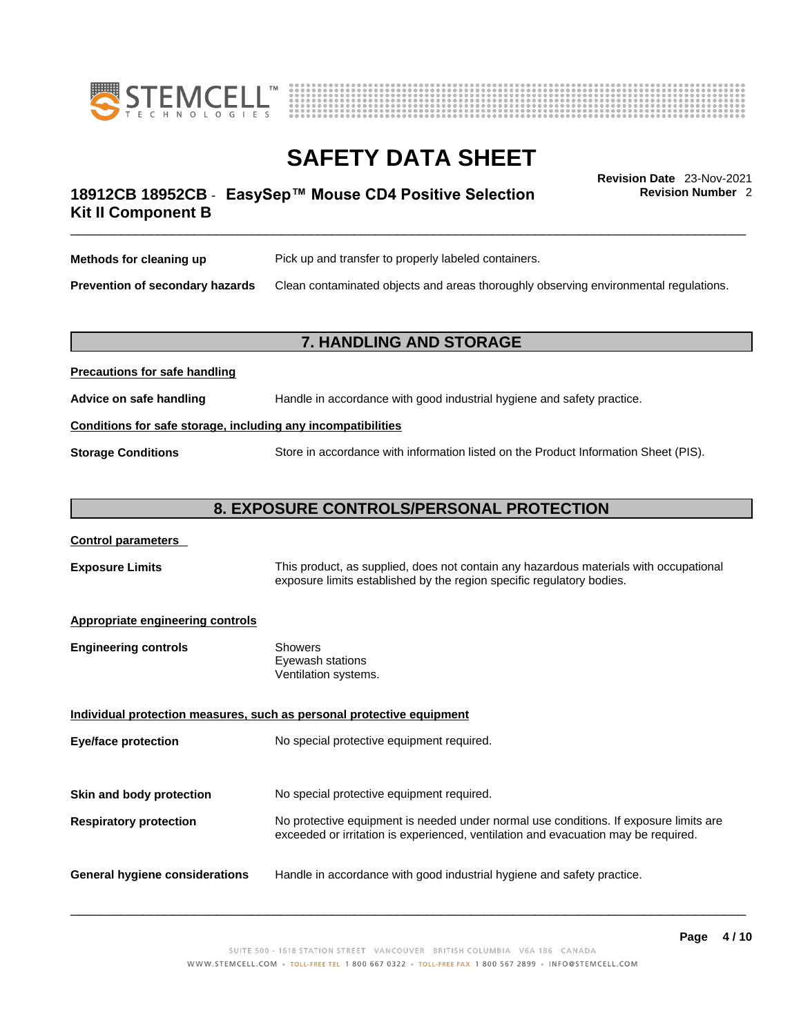| | |
|---|---|
| **Methods for cleaning up** | Pick up and transfer to properly labeled containers. |
| **Prevention of secondary hazards** | Clean contaminated objects and areas thoroughly observing environmental regulations. |

## 7. HANDLING AND STORAGE

**Precautions for safe handling**

| | |
|---|---|
| **Advice on safe handling** | Handle in accordance with good industrial hygiene and safety practice. |

**Conditions for safe storage, including any incompatibilities**

| | |
|---|---|
| **Storage Conditions** | Store in accordance with information listed on the Product Information Sheet (PIS). |

## 8. EXPOSURE CONTROLS/PERSONAL PROTECTION

**Control parameters**

| | |
|---|---|
| **Exposure Limits** | This product, as supplied, does not contain any hazardous materials with occupational exposure limits established by the region specific regulatory bodies. |

**Appropriate engineering controls**

| | |
|---|---|
| **Engineering controls** | Showers<br>Eyewash stations<br>Ventilation systems. |

**Individual protection measures, such as personal protective equipment**

| | |
|---|---|
| **Eye/face protection** | No special protective equipment required. |
| **Skin and body protection** | No special protective equipment required. |
| **Respiratory protection** | No protective equipment is needed under normal use conditions. If exposure limits are exceeded or irritation is experienced, ventilation and evacuation may be required. |
| **General hygiene considerations** | Handle in accordance with good industrial hygiene and safety practice. |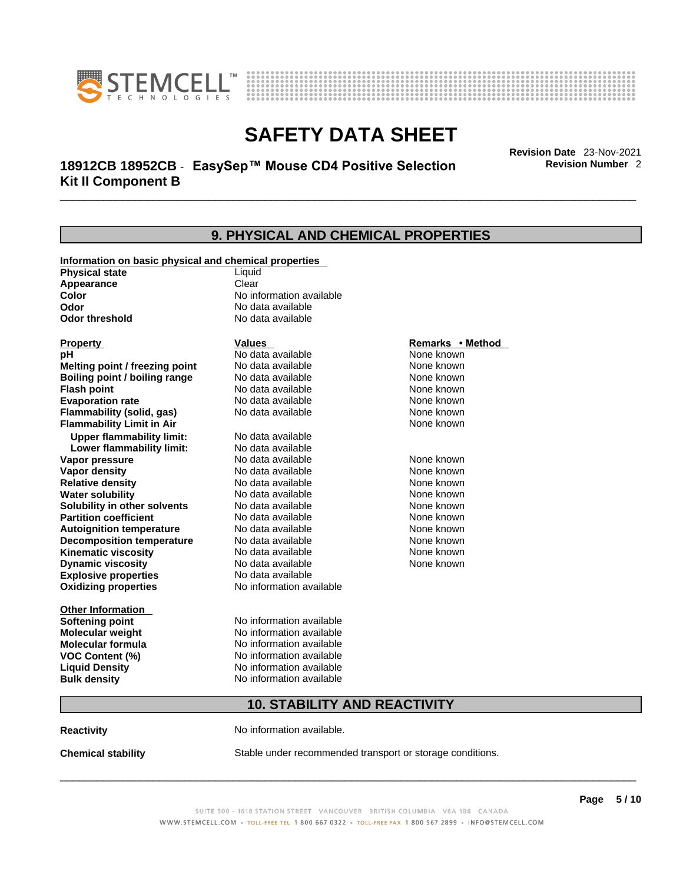# SAFETY DATA SHEET

**18912CB 18952CB - EasySep™ Mouse CD4 Positive Selection Kit II Component B**

**Revision Date** 23-Nov-2021
**Revision Number** 2

## 9. PHYSICAL AND CHEMICAL PROPERTIES

**Information on basic physical and chemical properties**

| | |
|---|---|
| **Physical state** | Liquid |
| **Appearance** | Clear |
| **Color** | No information available |
| **Odor** | No data available |
| **Odor threshold** | No data available |

| **Property** | **Values** | **Remarks • Method** |
|---|---|---|
| **pH** | No data available | None known |
| **Melting point / freezing point** | No data available | None known |
| **Boiling point / boiling range** | No data available | None known |
| **Flash point** | No data available | None known |
| **Evaporation rate** | No data available | None known |
| **Flammability (solid, gas)** | No data available | None known |
| **Flammability Limit in Air** | | None known |
| **Upper flammability limit:** | No data available | |
| **Lower flammability limit:** | No data available | |
| **Vapor pressure** | No data available | None known |
| **Vapor density** | No data available | None known |
| **Relative density** | No data available | None known |
| **Water solubility** | No data available | None known |
| **Solubility in other solvents** | No data available | None known |
| **Partition coefficient** | No data available | None known |
| **Autoignition temperature** | No data available | None known |
| **Decomposition temperature** | No data available | None known |
| **Kinematic viscosity** | No data available | None known |
| **Dynamic viscosity** | No data available | None known |
| **Explosive properties** | No data available | |
| **Oxidizing properties** | No information available | |

**Other Information**

| | |
|---|---|
| **Softening point** | No information available |
| **Molecular weight** | No information available |
| **Molecular formula** | No information available |
| **VOC Content (%)** | No information available |
| **Liquid Density** | No information available |
| **Bulk density** | No information available |

## 10. STABILITY AND REACTIVITY

**Reactivity** No information available.

**Chemical stability** Stable under recommended transport or storage conditions.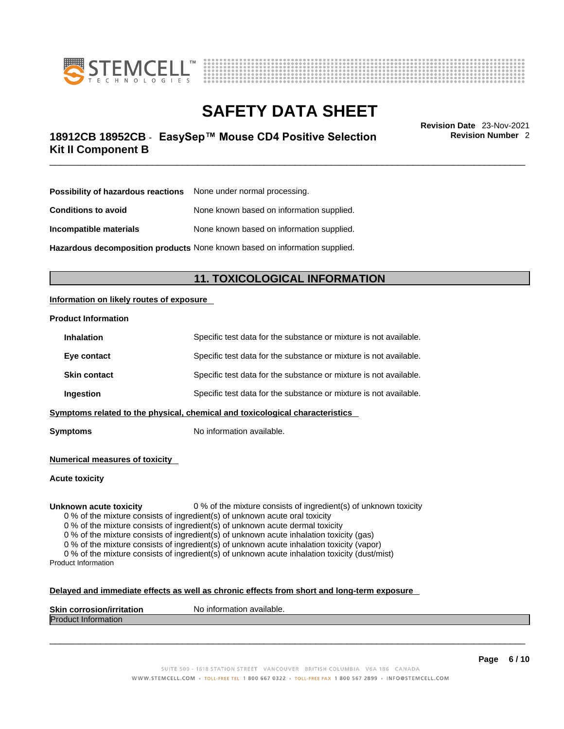| | |
|---|---|
| **Possibility of hazardous reactions** | None under normal processing. |
| **Conditions to avoid** | None known based on information supplied. |
| **Incompatible materials** | None known based on information supplied. |
| **Hazardous decomposition products** | None known based on information supplied. |

## 11. TOXICOLOGICAL INFORMATION

**Information on likely routes of exposure**

**Product Information**

| | |
|---|---|
| **Inhalation** | Specific test data for the substance or mixture is not available. |
| **Eye contact** | Specific test data for the substance or mixture is not available. |
| **Skin contact** | Specific test data for the substance or mixture is not available. |
| **Ingestion** | Specific test data for the substance or mixture is not available. |

**Symptoms related to the physical, chemical and toxicological characteristics**

**Symptoms** No information available.

**Numerical measures of toxicity**

**Acute toxicity**

**Unknown acute toxicity** 0 % of the mixture consists of ingredient(s) of unknown toxicity

0 % of the mixture consists of ingredient(s) of unknown acute oral toxicity
0 % of the mixture consists of ingredient(s) of unknown acute dermal toxicity
0 % of the mixture consists of ingredient(s) of unknown acute inhalation toxicity (gas)
0 % of the mixture consists of ingredient(s) of unknown acute inhalation toxicity (vapor)
0 % of the mixture consists of ingredient(s) of unknown acute inhalation toxicity (dust/mist)

Product Information

**Delayed and immediate effects as well as chronic effects from short and long-term exposure**

**Skin corrosion/irritation** No information available.

Product Information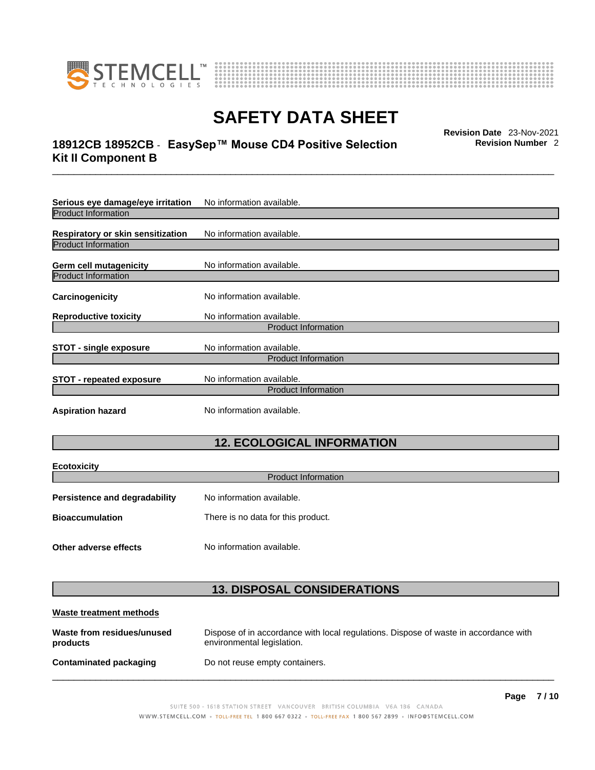**Serious eye damage/eye irritation** No information available.

Product Information

**Respiratory or skin sensitization** No information available.

Product Information

**Germ cell mutagenicity** No information available.

Product Information

**Carcinogenicity** No information available.

**Reproductive toxicity** No information available.

Product Information

**STOT - single exposure** No information available.

Product Information

**STOT - repeated exposure** No information available.

Product Information

**Aspiration hazard** No information available.

## 12. ECOLOGICAL INFORMATION

**Ecotoxicity**

Product Information

**Persistence and degradability** No information available.

**Bioaccumulation** There is no data for this product.

**Other adverse effects** No information available.

## 13. DISPOSAL CONSIDERATIONS

**Waste treatment methods**

**Waste from residues/unused products** Dispose of in accordance with local regulations. Dispose of waste in accordance with environmental legislation.

**Contaminated packaging** Do not reuse empty containers.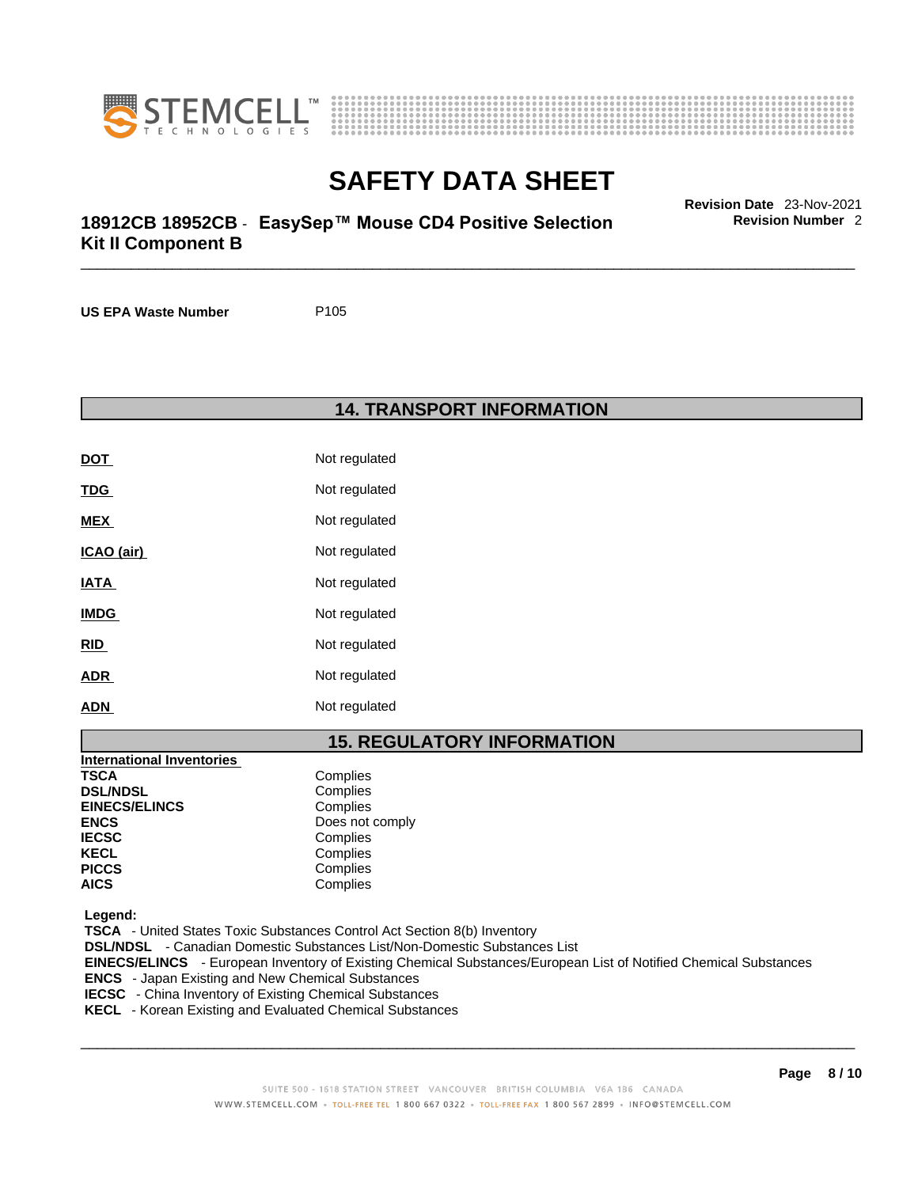**US EPA Waste Number** P105

## 14. TRANSPORT INFORMATION

| | |
|---|---|
| **DOT** | Not regulated |
| **TDG** | Not regulated |
| **MEX** | Not regulated |
| **ICAO (air)** | Not regulated |
| **IATA** | Not regulated |
| **IMDG** | Not regulated |
| **RID** | Not regulated |
| **ADR** | Not regulated |
| **ADN** | Not regulated |

## 15. REGULATORY INFORMATION

**International Inventories**

| | |
|---|---|
| **TSCA** | Complies |
| **DSL/NDSL** | Complies |
| **EINECS/ELINCS** | Complies |
| **ENCS** | Does not comply |
| **IECSC** | Complies |
| **KECL** | Complies |
| **PICCS** | Complies |
| **AICS** | Complies |

**Legend:**

**TSCA** - United States Toxic Substances Control Act Section 8(b) Inventory
**DSL/NDSL** - Canadian Domestic Substances List/Non-Domestic Substances List
**EINECS/ELINCS** - European Inventory of Existing Chemical Substances/European List of Notified Chemical Substances
**ENCS** - Japan Existing and New Chemical Substances
**IECSC** - China Inventory of Existing Chemical Substances
**KECL** - Korean Existing and Evaluated Chemical Substances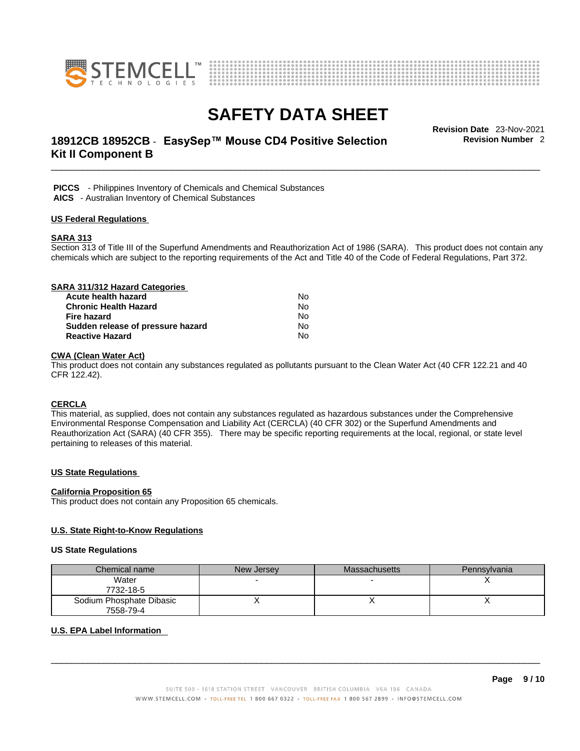**PICCS** - Philippines Inventory of Chemicals and Chemical Substances
**AICS** - Australian Inventory of Chemical Substances

## US Federal Regulations

### SARA 313

Section 313 of Title III of the Superfund Amendments and Reauthorization Act of 1986 (SARA). This product does not contain any chemicals which are subject to the reporting requirements of the Act and Title 40 of the Code of Federal Regulations, Part 372.

### SARA 311/312 Hazard Categories

| | |
|---|---|
| **Acute health hazard** | No |
| **Chronic Health Hazard** | No |
| **Fire hazard** | No |
| **Sudden release of pressure hazard** | No |
| **Reactive Hazard** | No |

### CWA (Clean Water Act)

This product does not contain any substances regulated as pollutants pursuant to the Clean Water Act (40 CFR 122.21 and 40 CFR 122.42).

### CERCLA

This material, as supplied, does not contain any substances regulated as hazardous substances under the Comprehensive Environmental Response Compensation and Liability Act (CERCLA) (40 CFR 302) or the Superfund Amendments and Reauthorization Act (SARA) (40 CFR 355). There may be specific reporting requirements at the local, regional, or state level pertaining to releases of this material.

## US State Regulations

### California Proposition 65

This product does not contain any Proposition 65 chemicals.

### U.S. State Right-to-Know Regulations

### US State Regulations

| Chemical name | New Jersey | Massachusetts | Pennsylvania |
|---|---|---|---|
| Water<br>7732-18-5 | - | - | X |
| Sodium Phosphate Dibasic<br>7558-79-4 | X | X | X |

### U.S. EPA Label Information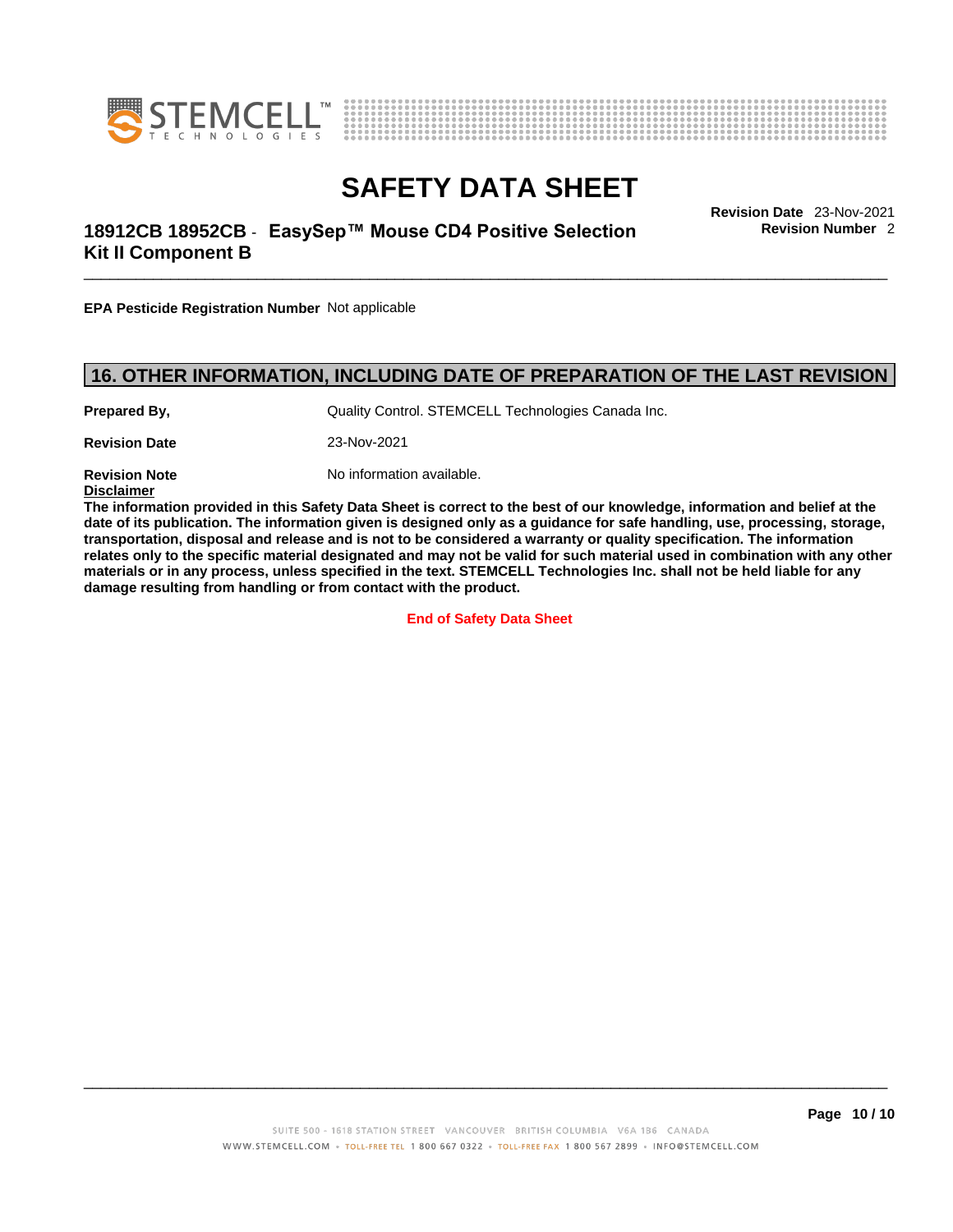**EPA Pesticide Registration Number** Not applicable

## 16. OTHER INFORMATION, INCLUDING DATE OF PREPARATION OF THE LAST REVISION

**Prepared By,** Quality Control. STEMCELL Technologies Canada Inc.

**Revision Date** 23-Nov-2021

**Revision Note** No information available.

**Disclaimer**

**The information provided in this Safety Data Sheet is correct to the best of our knowledge, information and belief at the date of its publication. The information given is designed only as a guidance for safe handling, use, processing, storage, transportation, disposal and release and is not to be considered a warranty or quality specification. The information relates only to the specific material designated and may not be valid for such material used in combination with any other materials or in any process, unless specified in the text. STEMCELL Technologies Inc. shall not be held liable for any damage resulting from handling or from contact with the product.**

**End of Safety Data Sheet**